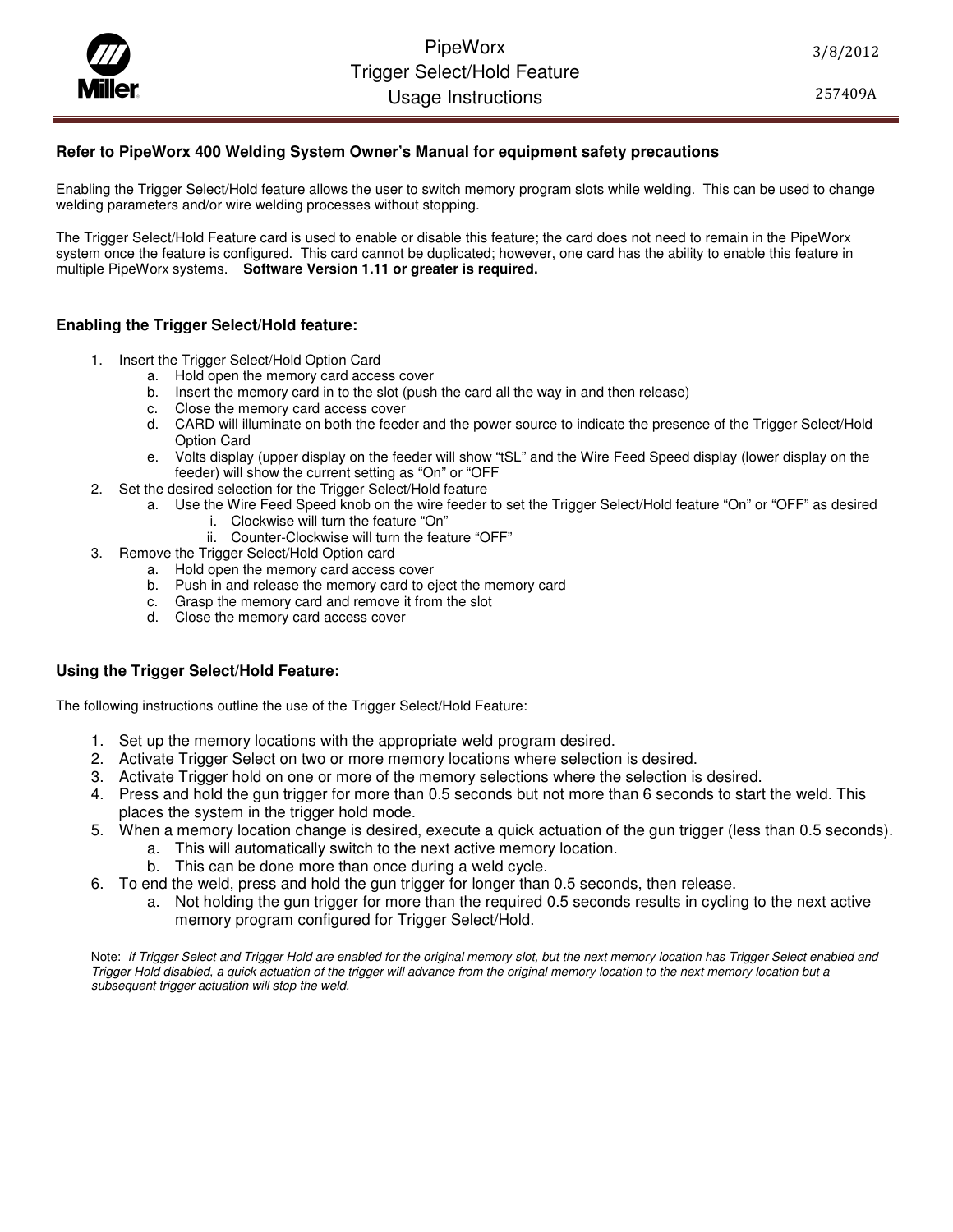# PipeWorx
# Trigger Select/Hold Feature
# Usage Instructions

3/8/2012

257409A

**Refer to PipeWorx 400 Welding System Owner's Manual for equipment safety precautions**

Enabling the Trigger Select/Hold feature allows the user to switch memory program slots while welding. This can be used to change welding parameters and/or wire welding processes without stopping.

The Trigger Select/Hold Feature card is used to enable or disable this feature; the card does not need to remain in the PipeWorx system once the feature is configured. This card cannot be duplicated; however, one card has the ability to enable this feature in multiple PipeWorx systems. **Software Version 1.11 or greater is required.**

## Enabling the Trigger Select/Hold feature:

1. Insert the Trigger Select/Hold Option Card
    a. Hold open the memory card access cover
    b. Insert the memory card in to the slot (push the card all the way in and then release)
    c. Close the memory card access cover
    d. CARD will illuminate on both the feeder and the power source to indicate the presence of the Trigger Select/Hold Option Card
    e. Volts display (upper display on the feeder will show "tSL" and the Wire Feed Speed display (lower display on the feeder) will show the current setting as "On" or "OFF
2. Set the desired selection for the Trigger Select/Hold feature
    a. Use the Wire Feed Speed knob on the wire feeder to set the Trigger Select/Hold feature "On" or "OFF" as desired
        i. Clockwise will turn the feature "On"
        ii. Counter-Clockwise will turn the feature "OFF"
3. Remove the Trigger Select/Hold Option card
    a. Hold open the memory card access cover
    b. Push in and release the memory card to eject the memory card
    c. Grasp the memory card and remove it from the slot
    d. Close the memory card access cover

## Using the Trigger Select/Hold Feature:

The following instructions outline the use of the Trigger Select/Hold Feature:

1. Set up the memory locations with the appropriate weld program desired.
2. Activate Trigger Select on two or more memory locations where selection is desired.
3. Activate Trigger hold on one or more of the memory selections where the selection is desired.
4. Press and hold the gun trigger for more than 0.5 seconds but not more than 6 seconds to start the weld. This places the system in the trigger hold mode.
5. When a memory location change is desired, execute a quick actuation of the gun trigger (less than 0.5 seconds).
    a. This will automatically switch to the next active memory location.
    b. This can be done more than once during a weld cycle.
6. To end the weld, press and hold the gun trigger for longer than 0.5 seconds, then release.
    a. Not holding the gun trigger for more than the required 0.5 seconds results in cycling to the next active memory program configured for Trigger Select/Hold.

Note: *If Trigger Select and Trigger Hold are enabled for the original memory slot, but the next memory location has Trigger Select enabled and Trigger Hold disabled, a quick actuation of the trigger will advance from the original memory location to the next memory location but a subsequent trigger actuation will stop the weld.*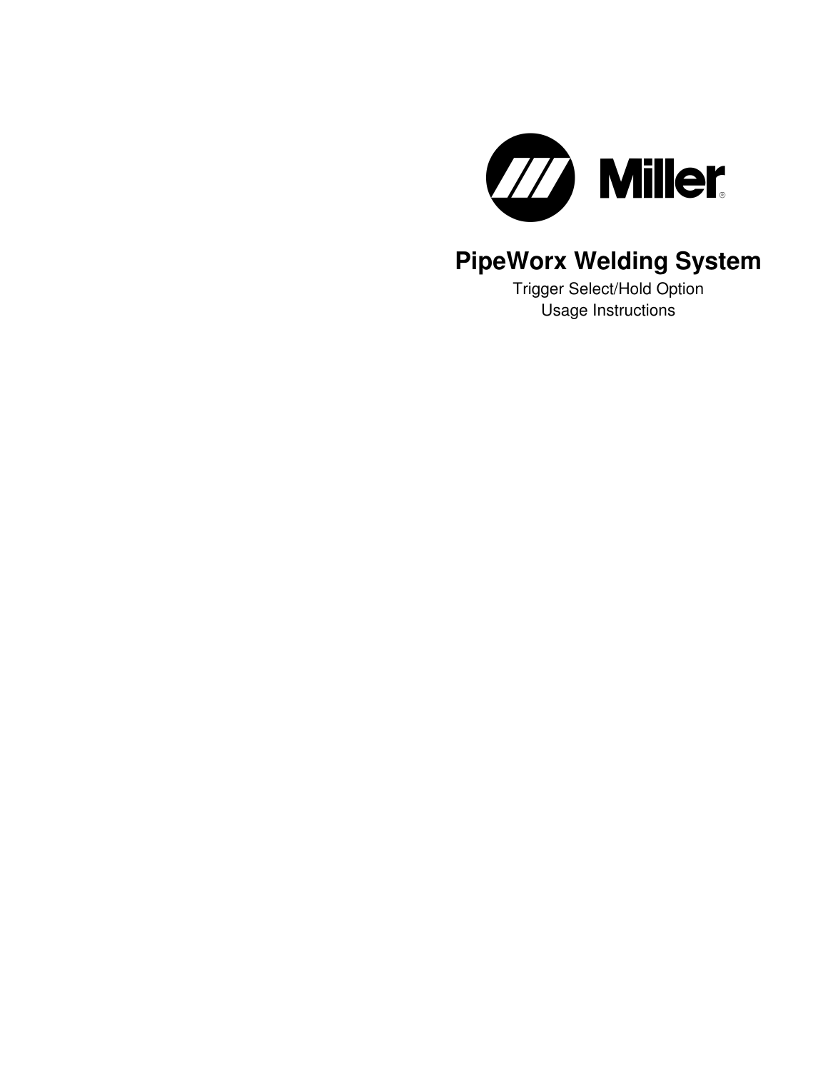Miller®

# PipeWorx Welding System

Trigger Select/Hold Option

Usage Instructions